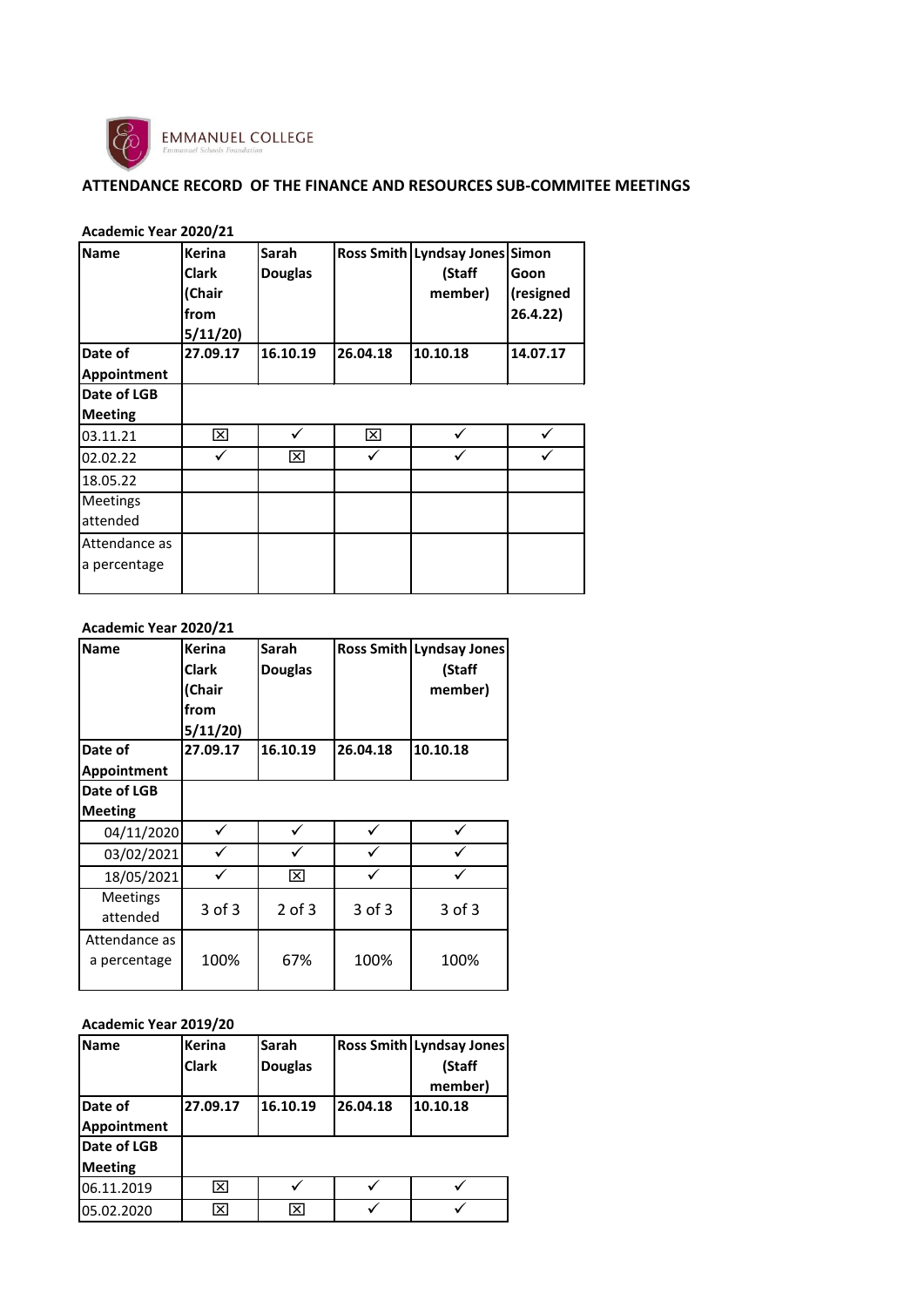EMMANUEL COLLEGE
Emmanuel Schools Foundation

## ATTENDANCE RECORD OF THE FINANCE AND RESOURCES SUB-COMMITEE MEETINGS

**Academic Year 2020/21**

| Name | Kerina Clark (Chair from 5/11/20) | Sarah Douglas | Ross Smith | Lyndsay Jones (Staff member) | Simon Goon (resigned 26.4.22) |
|---|---|---|---|---|---|
| Date of Appointment | 27.09.17 | 16.10.19 | 26.04.18 | 10.10.18 | 14.07.17 |
| Date of LGB Meeting | | | | | |
| 03.11.21 | ☒ | ✓ | ☒ | ✓ | ✓ |
| 02.02.22 | ✓ | ☒ | ✓ | ✓ | ✓ |
| 18.05.22 | | | | | |
| Meetings attended | | | | | |
| Attendance as a percentage | | | | | |

**Academic Year 2020/21**

| Name | Kerina Clark (Chair from 5/11/20) | Sarah Douglas | Ross Smith | Lyndsay Jones (Staff member) |
|---|---|---|---|---|
| Date of Appointment | 27.09.17 | 16.10.19 | 26.04.18 | 10.10.18 |
| Date of LGB Meeting | | | | |
| 04/11/2020 | ✓ | ✓ | ✓ | ✓ |
| 03/02/2021 | ✓ | ✓ | ✓ | ✓ |
| 18/05/2021 | ✓ | ☒ | ✓ | ✓ |
| Meetings attended | 3 of 3 | 2 of 3 | 3 of 3 | 3 of 3 |
| Attendance as a percentage | 100% | 67% | 100% | 100% |

**Academic Year 2019/20**

| Name | Kerina Clark | Sarah Douglas | Ross Smith | Lyndsay Jones (Staff member) |
|---|---|---|---|---|
| Date of Appointment | 27.09.17 | 16.10.19 | 26.04.18 | 10.10.18 |
| Date of LGB Meeting | | | | |
| 06.11.2019 | ☒ | ✓ | ✓ | ✓ |
| 05.02.2020 | ☒ | ☒ | ✓ | ✓ |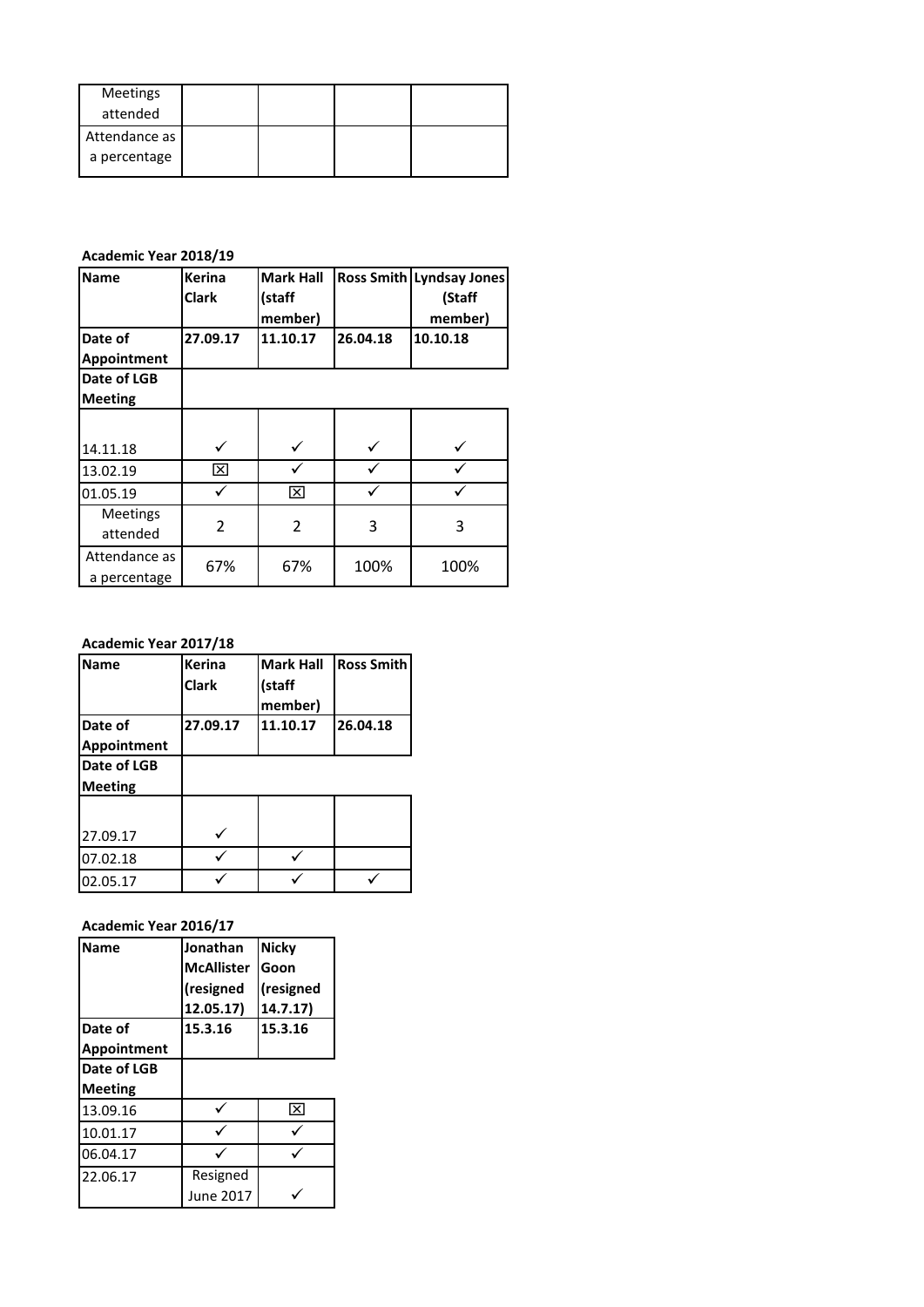| Meetings attended | | | | |
|---|---|---|---|---|
| Attendance as a percentage | | | | |

**Academic Year 2018/19**

| Name | Kerina Clark | Mark Hall (staff member) | Ross Smith | Lyndsay Jones (Staff member) |
|---|---|---|---|---|
| Date of Appointment | 27.09.17 | 11.10.17 | 26.04.18 | 10.10.18 |
| Date of LGB Meeting | | | | |
| 14.11.18 | ✓ | ✓ | ✓ | ✓ |
| 13.02.19 | ☒ | ✓ | ✓ | ✓ |
| 01.05.19 | ✓ | ☒ | ✓ | ✓ |
| Meetings attended | 2 | 2 | 3 | 3 |
| Attendance as a percentage | 67% | 67% | 100% | 100% |

**Academic Year 2017/18**

| Name | Kerina Clark | Mark Hall (staff member) | Ross Smith |
|---|---|---|---|
| Date of Appointment | 27.09.17 | 11.10.17 | 26.04.18 |
| Date of LGB Meeting | | | |
| 27.09.17 | ✓ | | |
| 07.02.18 | ✓ | ✓ | |
| 02.05.17 | ✓ | ✓ | ✓ |

**Academic Year 2016/17**

| Name | Jonathan McAllister (resigned 12.05.17) | Nicky Goon (resigned 14.7.17) |
|---|---|---|
| Date of Appointment | 15.3.16 | 15.3.16 |
| Date of LGB Meeting | | |
| 13.09.16 | ✓ | ☒ |
| 10.01.17 | ✓ | ✓ |
| 06.04.17 | ✓ | ✓ |
| 22.06.17 | Resigned June 2017 | ✓ |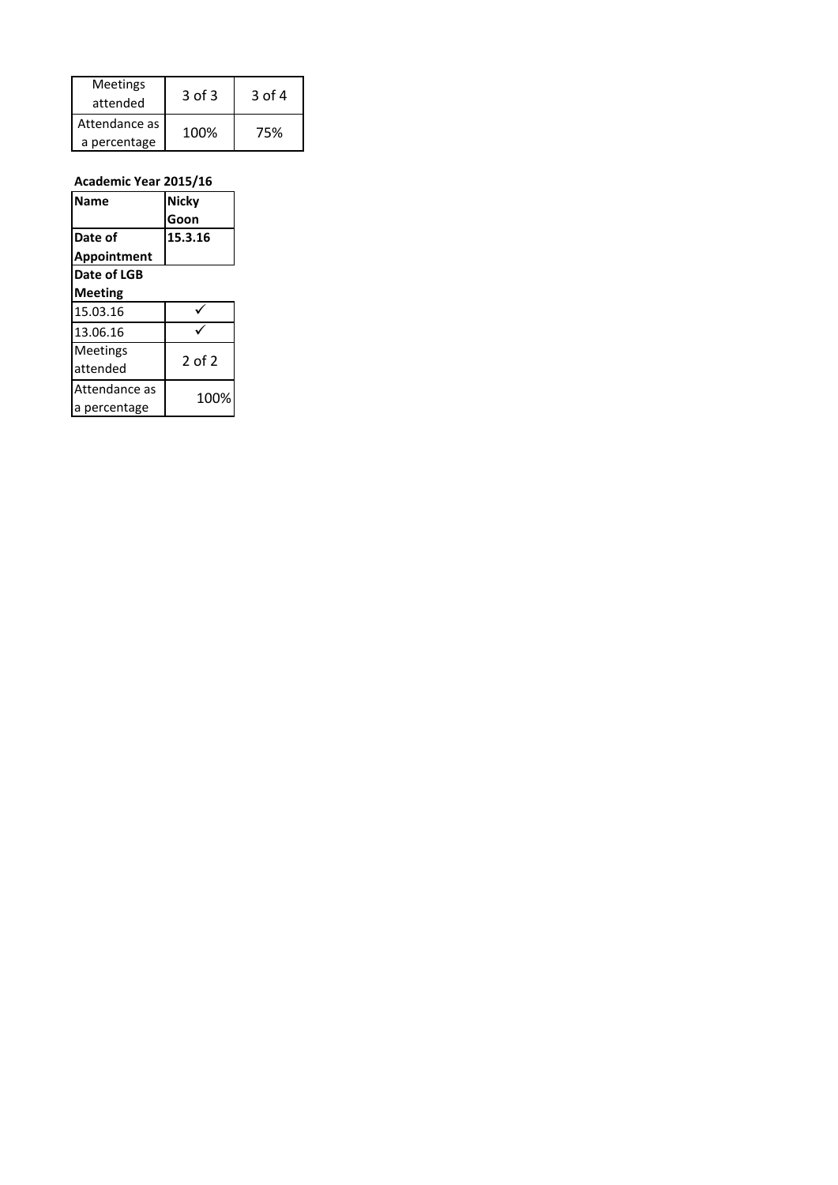| | | |
|---|---|---|
| Meetings attended | 3 of 3 | 3 of 4 |
| Attendance as a percentage | 100% | 75% |

**Academic Year 2015/16**

| **Name** | **Nicky Goon** |
|---|---|
| **Date of Appointment** | **15.3.16** |
| **Date of LGB Meeting** | |
| 15.03.16 | ✓ |
| 13.06.16 | ✓ |
| Meetings attended | 2 of 2 |
| Attendance as a percentage | 100% |